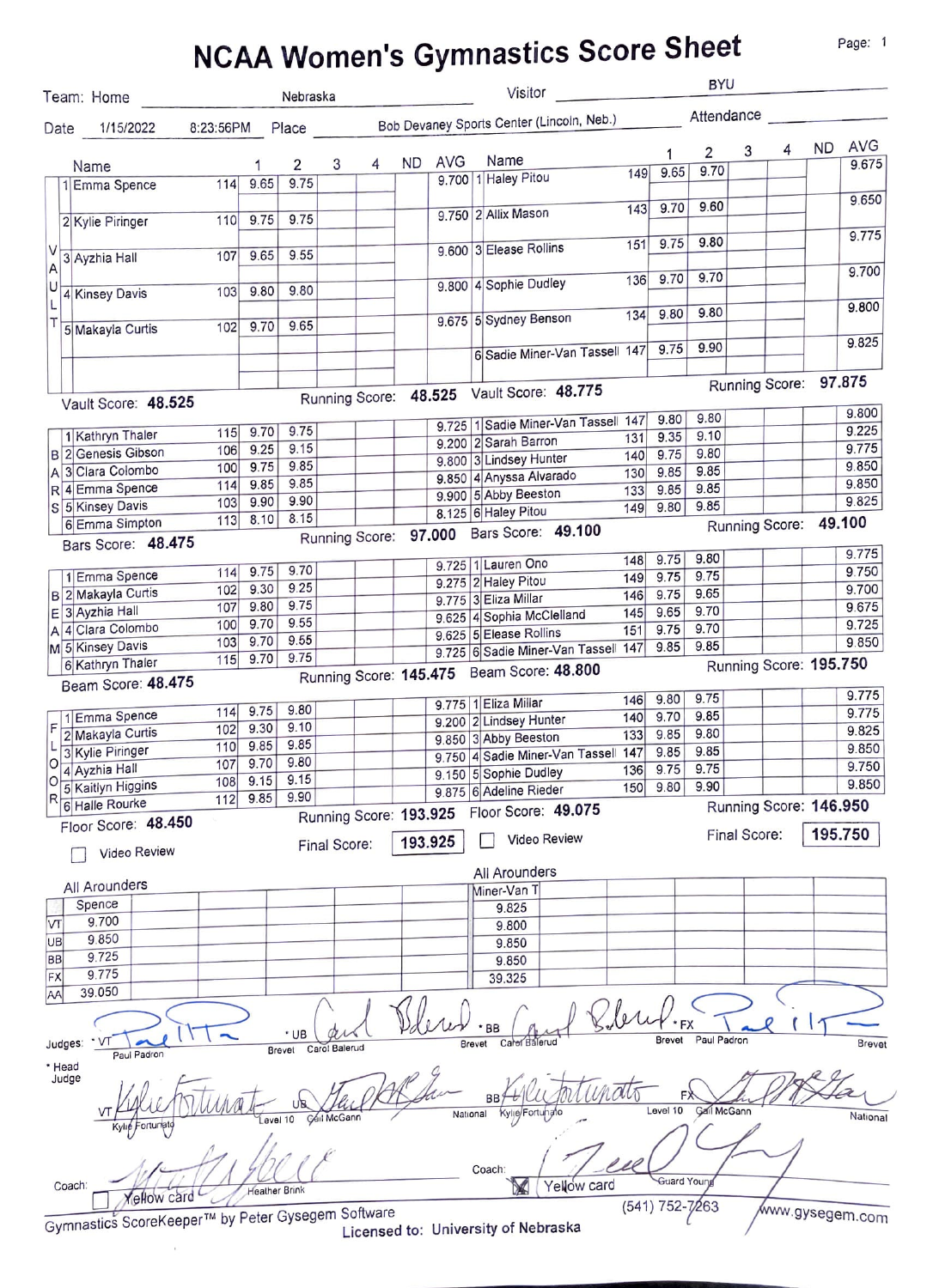# NCAA Women's Gymnastics Score Sheet

Team: Home Nebraska | Visitor BYU

Date 1/15/2022 8:23:56PM | Place Bob Devaney Sports Center (Lincoln, Neb.) | Attendance

## Vault

| | Name | | 1 | 2 | 3 | 4 | ND | AVG |
|---|---|---|---|---|---|---|---|---|
| Nebraska | 1 Emma Spence | 114 | 9.65 | 9.75 | | | | 9.700 |
| | 2 Kylie Piringer | 110 | 9.75 | 9.75 | | | | 9.750 |
| | 3 Ayzhia Hall | 107 | 9.65 | 9.55 | | | | 9.600 |
| | 4 Kinsey Davis | 103 | 9.80 | 9.80 | | | | 9.800 |
| | 5 Makayla Curtis | 102 | 9.70 | 9.65 | | | | 9.675 |
| BYU | 1 Haley Pitou | 149 | 9.65 | 9.70 | | | | 9.675 |
| | 2 Allix Mason | 143 | 9.70 | 9.60 | | | | 9.650 |
| | 3 Elease Rollins | 151 | 9.75 | 9.80 | | | | 9.775 |
| | 4 Sophie Dudley | 136 | 9.70 | 9.70 | | | | 9.700 |
| | 5 Sydney Benson | 134 | 9.80 | 9.80 | | | | 9.800 |
| | 6 Sadie Miner-Van Tassell | 147 | 9.75 | 9.90 | | | | 9.825 |

Nebraska — Vault Score: 48.525 | Running Score: 48.525

BYU — Vault Score: 48.775 | Running Score: 97.875

## Bars

| | Name | | 1 | 2 | 3 | 4 | ND | AVG |
|---|---|---|---|---|---|---|---|---|
| Nebraska | 1 Kathryn Thaler | 115 | 9.70 | 9.75 | | | | 9.725 |
| | 2 Genesis Gibson | 106 | 9.25 | 9.15 | | | | 9.200 |
| | 3 Clara Colombo | 100 | 9.75 | 9.85 | | | | 9.800 |
| | 4 Emma Spence | 114 | 9.85 | 9.85 | | | | 9.850 |
| | 5 Kinsey Davis | 103 | 9.90 | 9.90 | | | | 9.900 |
| | 6 Emma Simpton | 113 | 8.10 | 8.15 | | | | 8.125 |
| BYU | 1 Sadie Miner-Van Tassell | 147 | 9.80 | 9.80 | | | | 9.800 |
| | 2 Sarah Barron | 131 | 9.35 | 9.10 | | | | 9.225 |
| | 3 Lindsey Hunter | 140 | 9.75 | 9.80 | | | | 9.775 |
| | 4 Anyssa Alvarado | 130 | 9.85 | 9.85 | | | | 9.850 |
| | 5 Abby Beeston | 133 | 9.85 | 9.85 | | | | 9.850 |
| | 6 Haley Pitou | 149 | 9.80 | 9.85 | | | | 9.825 |

Nebraska — Bars Score: 48.475 | Running Score: 97.000

BYU — Bars Score: 49.100 | Running Score: 49.100

## Beam

| | Name | | 1 | 2 | 3 | 4 | ND | AVG |
|---|---|---|---|---|---|---|---|---|
| Nebraska | 1 Emma Spence | 114 | 9.75 | 9.70 | | | | 9.725 |
| | 2 Makayla Curtis | 102 | 9.30 | 9.25 | | | | 9.275 |
| | 3 Ayzhia Hall | 107 | 9.80 | 9.75 | | | | 9.775 |
| | 4 Clara Colombo | 100 | 9.70 | 9.55 | | | | 9.625 |
| | 5 Kinsey Davis | 103 | 9.70 | 9.55 | | | | 9.625 |
| | 6 Kathryn Thaler | 115 | 9.70 | 9.75 | | | | 9.725 |
| BYU | 1 Lauren Ono | 148 | 9.75 | 9.80 | | | | 9.775 |
| | 2 Haley Pitou | 149 | 9.75 | 9.75 | | | | 9.750 |
| | 3 Eliza Millar | 146 | 9.75 | 9.65 | | | | 9.700 |
| | 4 Sophia McClelland | 145 | 9.65 | 9.70 | | | | 9.675 |
| | 5 Elease Rollins | 151 | 9.75 | 9.70 | | | | 9.725 |
| | 6 Sadie Miner-Van Tassell | 147 | 9.85 | 9.85 | | | | 9.850 |

Nebraska — Beam Score: 48.475 | Running Score: 145.475

BYU — Beam Score: 48.800 | Running Score: 195.750

## Floor

| | Name | | 1 | 2 | 3 | 4 | ND | AVG |
|---|---|---|---|---|---|---|---|---|
| Nebraska | 1 Emma Spence | 114 | 9.75 | 9.80 | | | | 9.775 |
| | 2 Makayla Curtis | 102 | 9.30 | 9.10 | | | | 9.200 |
| | 3 Kylie Piringer | 110 | 9.85 | 9.85 | | | | 9.850 |
| | 4 Ayzhia Hall | 107 | 9.70 | 9.80 | | | | 9.750 |
| | 5 Kaitlyn Higgins | 108 | 9.15 | 9.15 | | | | 9.150 |
| | 6 Halle Rourke | 112 | 9.85 | 9.90 | | | | 9.875 |
| BYU | 1 Eliza Millar | 146 | 9.80 | 9.75 | | | | 9.775 |
| | 2 Lindsey Hunter | 140 | 9.70 | 9.85 | | | | 9.775 |
| | 3 Abby Beeston | 133 | 9.85 | 9.80 | | | | 9.825 |
| | 4 Sadie Miner-Van Tassell | 147 | 9.85 | 9.85 | | | | 9.850 |
| | 5 Sophie Dudley | 136 | 9.75 | 9.75 | | | | 9.750 |
| | 6 Adeline Rieder | 150 | 9.80 | 9.90 | | | | 9.850 |

Nebraska — Floor Score: 48.450 | Running Score: 193.925 | Final Score: 193.925 | ☐ Video Review

BYU — Floor Score: 49.075 | Running Score: 146.950 | Final Score: 195.750 | ☐ Video Review

## All Arounders

| | Nebraska: Spence | BYU: Miner-Van T |
|---|---|---|
| VT | 9.700 | 9.825 |
| UB | 9.850 | 9.800 |
| BB | 9.725 | 9.850 |
| FX | 9.775 | 9.850 |
| AA | 39.050 | 39.325 |

Judges:
- *VT: Paul Padron — Brevet
- *UB: Carol Balerud — Brevet
- *BB: Carol Balerud — Brevet
- *FX: Paul Padron — Brevet
- VT: Kylie Fortunato — National
- UB: Gail McGann — Level 10
- BB: Kylie Fortunato — National
- FX: Gail McGann — Level 10

\* Head Judge

Coach: Heather Brink ☐ Yellow card

Coach: Guard Young ☒ Yellow card

Gymnastics ScoreKeeper™ by Peter Gysegem Software (541) 752-7263 www.gysegem.com

Licensed to: University of Nebraska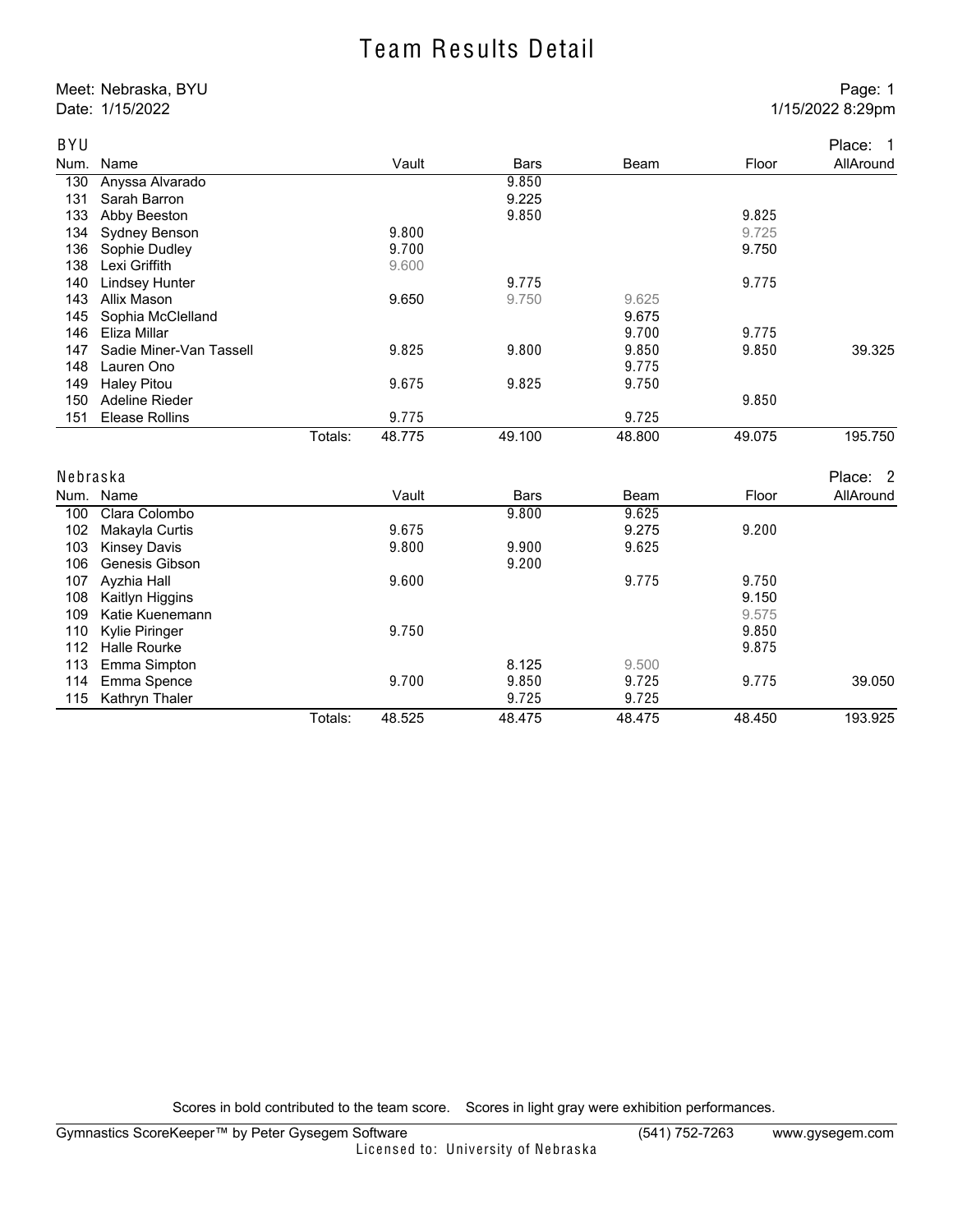# Team Results Detail

Meet: Nebraska, BYU
Date: 1/15/2022

1/15/2022 8:29pm

## BYU

Place: 1

| Num. | Name | | Vault | Bars | Beam | Floor | AllAround |
|---|---|---|---|---|---|---|---|
| 130 | Anyssa Alvarado | | | 9.850 | | | |
| 131 | Sarah Barron | | | 9.225 | | | |
| 133 | Abby Beeston | | | 9.850 | | 9.825 | |
| 134 | Sydney Benson | | 9.800 | | | 9.725 | |
| 136 | Sophie Dudley | | 9.700 | | | 9.750 | |
| 138 | Lexi Griffith | | 9.600 | | | | |
| 140 | Lindsey Hunter | | | 9.775 | | 9.775 | |
| 143 | Allix Mason | | 9.650 | 9.750 | 9.625 | | |
| 145 | Sophia McClelland | | | | 9.675 | | |
| 146 | Eliza Millar | | | | 9.700 | 9.775 | |
| 147 | Sadie Miner-Van Tassell | | 9.825 | 9.800 | 9.850 | 9.850 | 39.325 |
| 148 | Lauren Ono | | | | 9.775 | | |
| 149 | Haley Pitou | | 9.675 | 9.825 | 9.750 | | |
| 150 | Adeline Rieder | | | | | 9.850 | |
| 151 | Elease Rollins | | 9.775 | | 9.725 | | |
| | | Totals: | 48.775 | 49.100 | 48.800 | 49.075 | 195.750 |

## Nebraska

Place: 2

| Num. | Name | | Vault | Bars | Beam | Floor | AllAround |
|---|---|---|---|---|---|---|---|
| 100 | Clara Colombo | | | 9.800 | 9.625 | | |
| 102 | Makayla Curtis | | 9.675 | | 9.275 | 9.200 | |
| 103 | Kinsey Davis | | 9.800 | 9.900 | 9.625 | | |
| 106 | Genesis Gibson | | | 9.200 | | | |
| 107 | Ayzhia Hall | | 9.600 | | 9.775 | 9.750 | |
| 108 | Kaitlyn Higgins | | | | | 9.150 | |
| 109 | Katie Kuenemann | | | | | 9.575 | |
| 110 | Kylie Piringer | | 9.750 | | | 9.850 | |
| 112 | Halle Rourke | | | | | 9.875 | |
| 113 | Emma Simpton | | | 8.125 | 9.500 | | |
| 114 | Emma Spence | | 9.700 | 9.850 | 9.725 | 9.775 | 39.050 |
| 115 | Kathryn Thaler | | | 9.725 | 9.725 | | |
| | | Totals: | 48.525 | 48.475 | 48.475 | 48.450 | 193.925 |

Scores in bold contributed to the team score. Scores in light gray were exhibition performances.

Gymnastics ScoreKeeper™ by Peter Gysegem Software (541) 752-7263 www.gysegem.com
Licensed to: University of Nebraska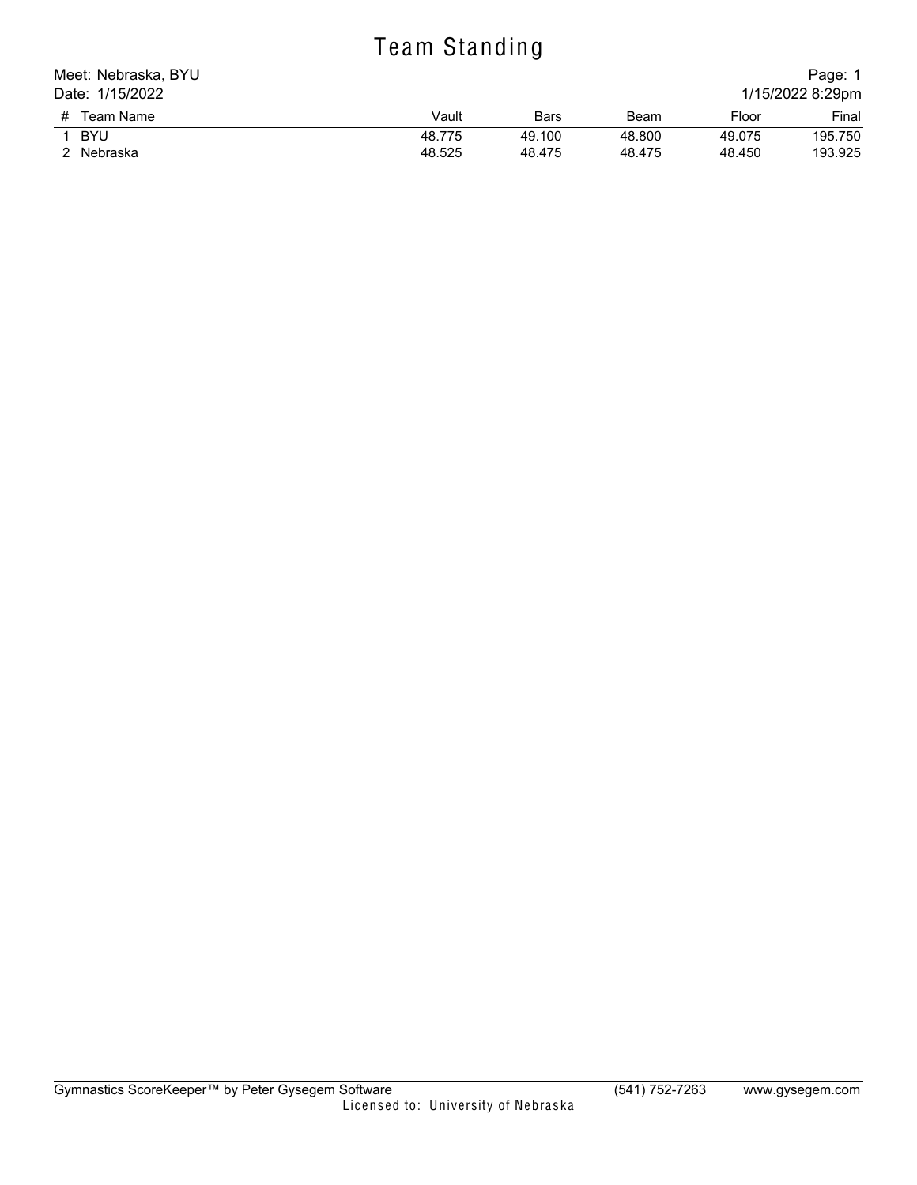# Team Standing

Meet: Nebraska, BYU
Date: 1/15/2022

1/15/2022 8:29pm

| # | Team Name | Vault | Bars | Beam | Floor | Final |
|---|---|---|---|---|---|---|
| 1 | BYU | 48.775 | 49.100 | 48.800 | 49.075 | 195.750 |
| 2 | Nebraska | 48.525 | 48.475 | 48.475 | 48.450 | 193.925 |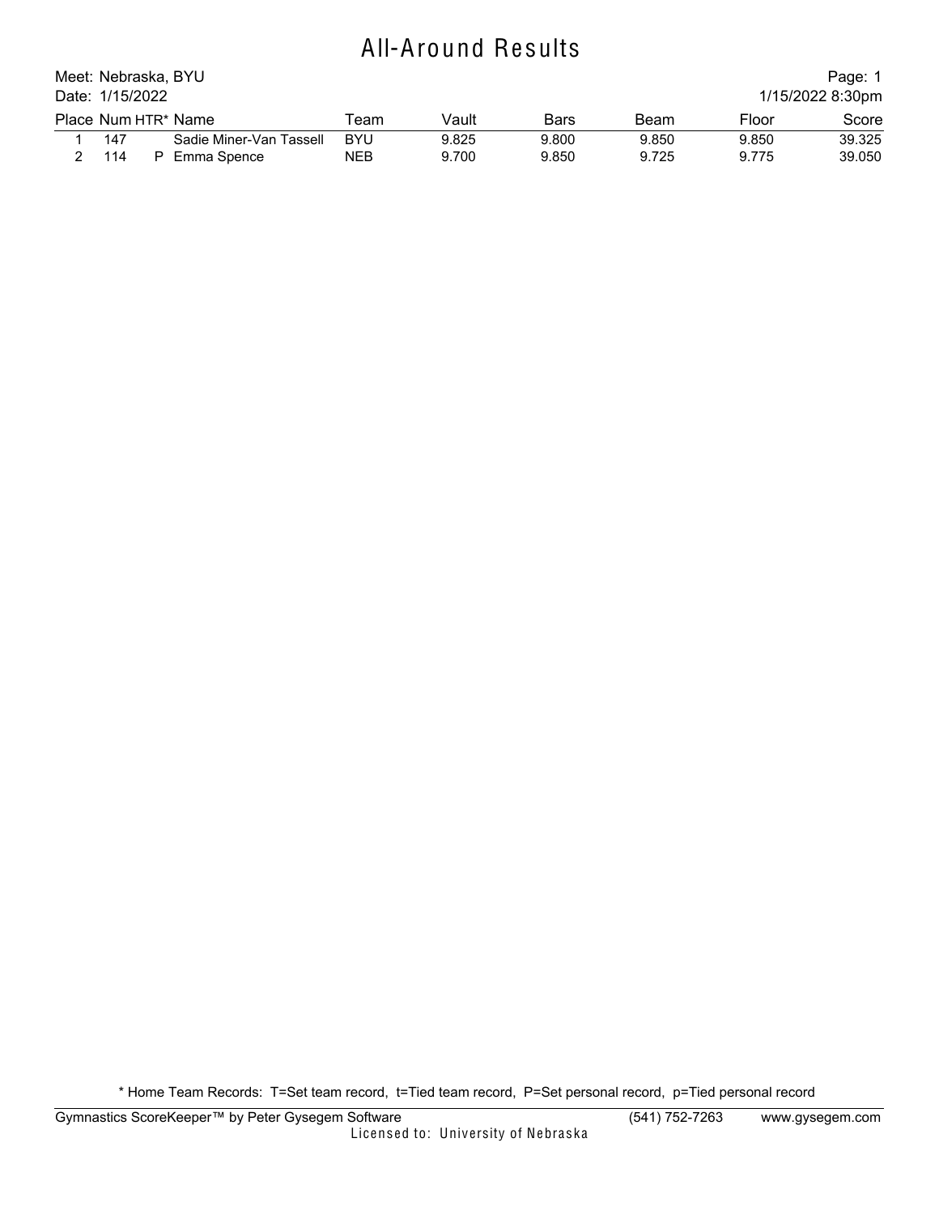# All-Around Results

Meet: Nebraska, BYU
Date: 1/15/2022

Page: 1
1/15/2022 8:30pm

| Place | Num | HTR* | Name | Team | Vault | Bars | Beam | Floor | Score |
|---|---|---|---|---|---|---|---|---|---|
| 1 | 147 | | Sadie Miner-Van Tassell | BYU | 9.825 | 9.800 | 9.850 | 9.850 | 39.325 |
| 2 | 114 | P | Emma Spence | NEB | 9.700 | 9.850 | 9.725 | 9.775 | 39.050 |

* Home Team Records: T=Set team record, t=Tied team record, P=Set personal record, p=Tied personal record

Gymnastics ScoreKeeper™ by Peter Gysegem Software (541) 752-7263 www.gysegem.com
Licensed to: University of Nebraska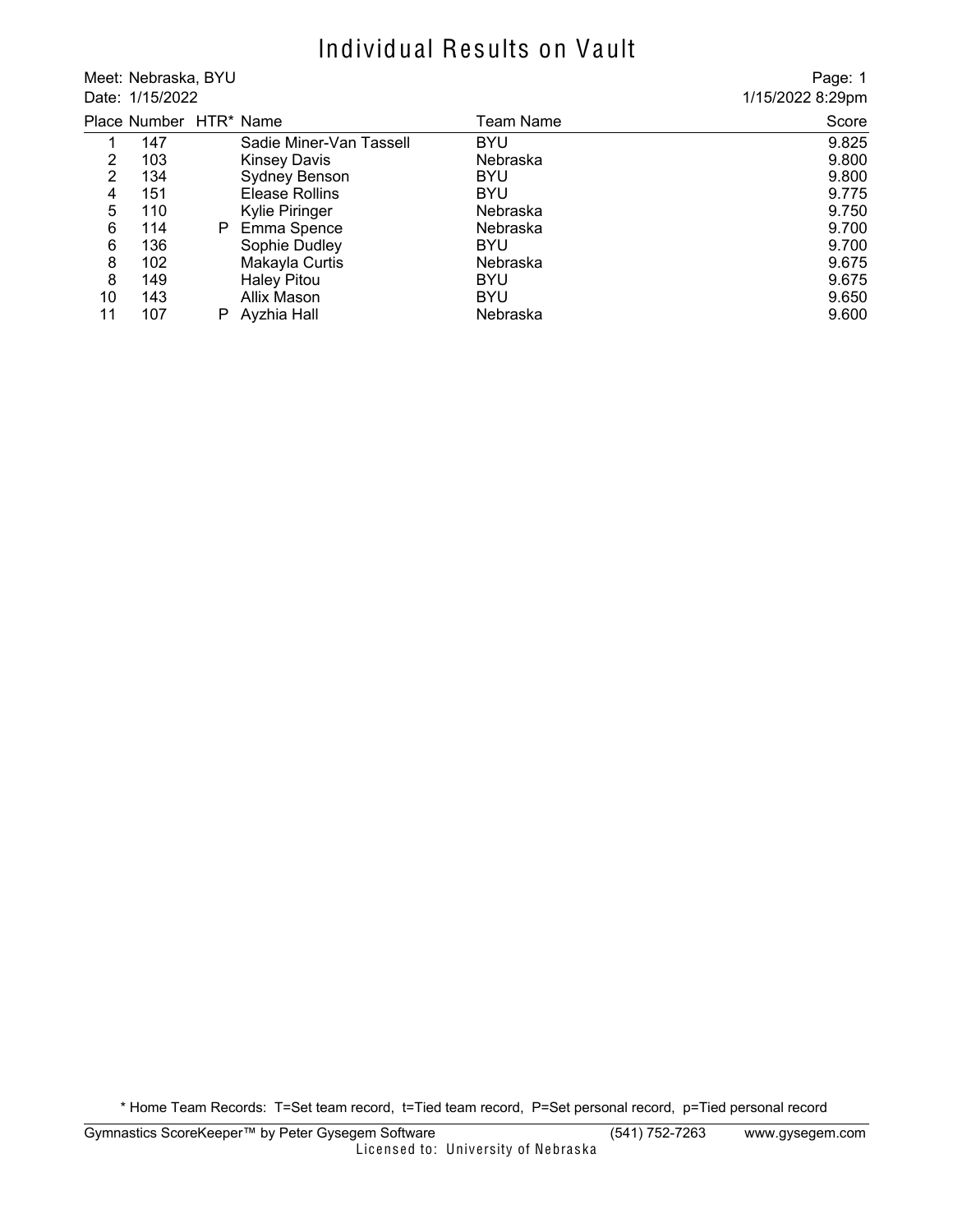# Individual Results on Vault

Meet: Nebraska, BYU
Date: 1/15/2022

1/15/2022 8:29pm

| Place | Number | HTR* | Name | Team Name | Score |
|---|---|---|---|---|---|
| 1 | 147 | | Sadie Miner-Van Tassell | BYU | 9.825 |
| 2 | 103 | | Kinsey Davis | Nebraska | 9.800 |
| 2 | 134 | | Sydney Benson | BYU | 9.800 |
| 4 | 151 | | Elease Rollins | BYU | 9.775 |
| 5 | 110 | | Kylie Piringer | Nebraska | 9.750 |
| 6 | 114 | P | Emma Spence | Nebraska | 9.700 |
| 6 | 136 | | Sophie Dudley | BYU | 9.700 |
| 8 | 102 | | Makayla Curtis | Nebraska | 9.675 |
| 8 | 149 | | Haley Pitou | BYU | 9.675 |
| 10 | 143 | | Allix Mason | BYU | 9.650 |
| 11 | 107 | P | Ayzhia Hall | Nebraska | 9.600 |

* Home Team Records: T=Set team record, t=Tied team record, P=Set personal record, p=Tied personal record

Gymnastics ScoreKeeper™ by Peter Gysegem Software (541) 752-7263 www.gysegem.com
Licensed to: University of Nebraska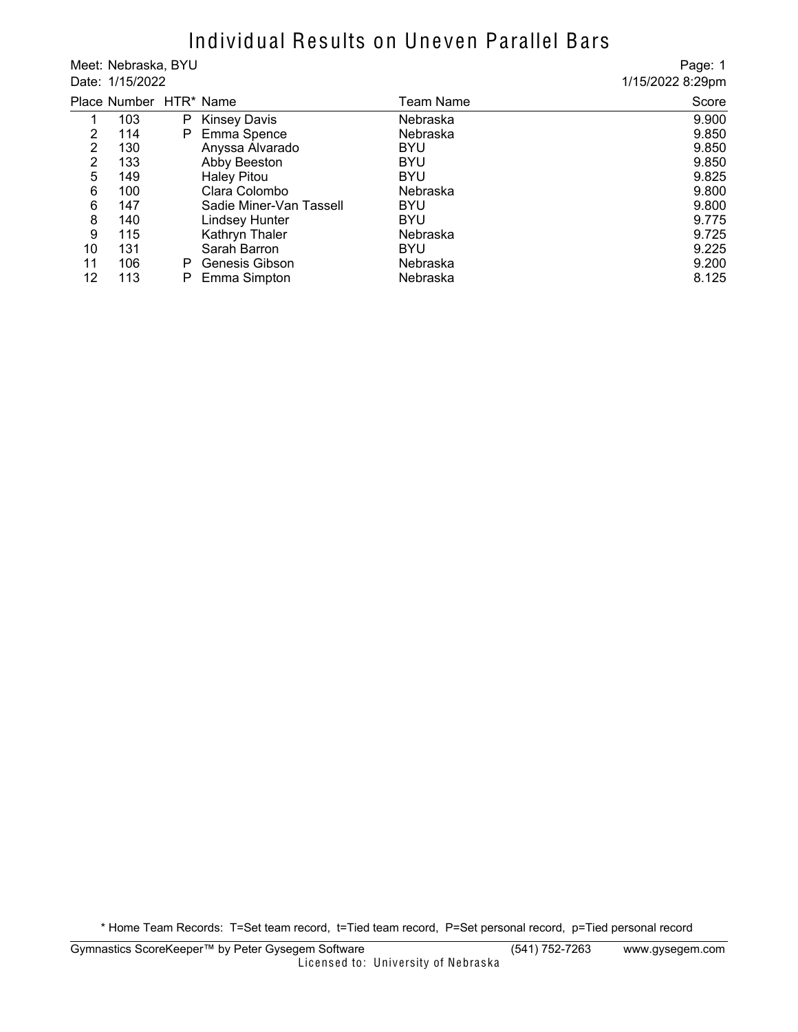# Individual Results on Uneven Parallel Bars

Meet: Nebraska, BYU
Date: 1/15/2022

Page: 1
1/15/2022 8:29pm

| Place | Number | HTR* | Name | Team Name | Score |
|---|---|---|---|---|---|
| 1 | 103 | P | Kinsey Davis | Nebraska | 9.900 |
| 2 | 114 | P | Emma Spence | Nebraska | 9.850 |
| 2 | 130 | | Anyssa Alvarado | BYU | 9.850 |
| 2 | 133 | | Abby Beeston | BYU | 9.850 |
| 5 | 149 | | Haley Pitou | BYU | 9.825 |
| 6 | 100 | | Clara Colombo | Nebraska | 9.800 |
| 6 | 147 | | Sadie Miner-Van Tassell | BYU | 9.800 |
| 8 | 140 | | Lindsey Hunter | BYU | 9.775 |
| 9 | 115 | | Kathryn Thaler | Nebraska | 9.725 |
| 10 | 131 | | Sarah Barron | BYU | 9.225 |
| 11 | 106 | P | Genesis Gibson | Nebraska | 9.200 |
| 12 | 113 | P | Emma Simpton | Nebraska | 8.125 |

* Home Team Records: T=Set team record, t=Tied team record, P=Set personal record, p=Tied personal record

Gymnastics ScoreKeeper™ by Peter Gysegem Software (541) 752-7263 www.gysegem.com
Licensed to: University of Nebraska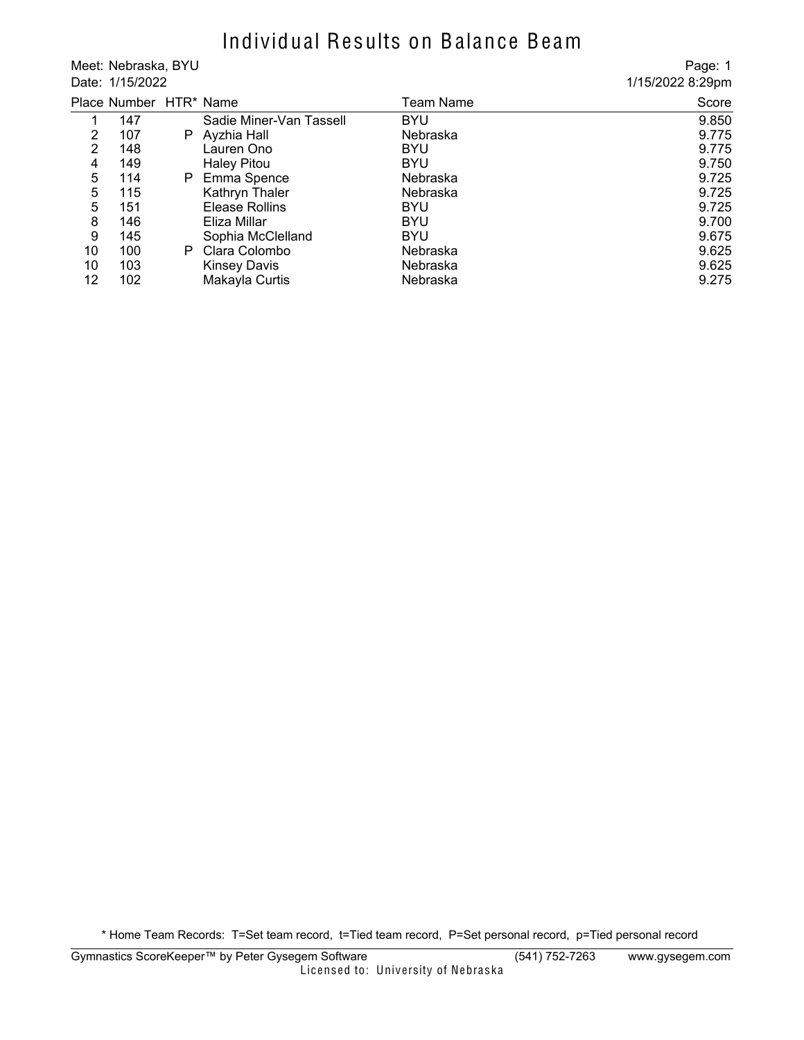# Individual Results on Balance Beam

Meet: Nebraska, BYU
Date: 1/15/2022

Page: 1
1/15/2022 8:29pm

| Place | Number | HTR* | Name | Team Name | Score |
|---|---|---|---|---|---|
| 1 | 147 | | Sadie Miner-Van Tassell | BYU | 9.850 |
| 2 | 107 | P | Ayzhia Hall | Nebraska | 9.775 |
| 2 | 148 | | Lauren Ono | BYU | 9.775 |
| 4 | 149 | | Haley Pitou | BYU | 9.750 |
| 5 | 114 | P | Emma Spence | Nebraska | 9.725 |
| 5 | 115 | | Kathryn Thaler | Nebraska | 9.725 |
| 5 | 151 | | Elease Rollins | BYU | 9.725 |
| 8 | 146 | | Eliza Millar | BYU | 9.700 |
| 9 | 145 | | Sophia McClelland | BYU | 9.675 |
| 10 | 100 | P | Clara Colombo | Nebraska | 9.625 |
| 10 | 103 | | Kinsey Davis | Nebraska | 9.625 |
| 12 | 102 | | Makayla Curtis | Nebraska | 9.275 |

* Home Team Records: T=Set team record, t=Tied team record, P=Set personal record, p=Tied personal record

Gymnastics ScoreKeeper™ by Peter Gysegem Software (541) 752-7263 www.gysegem.com
Licensed to: University of Nebraska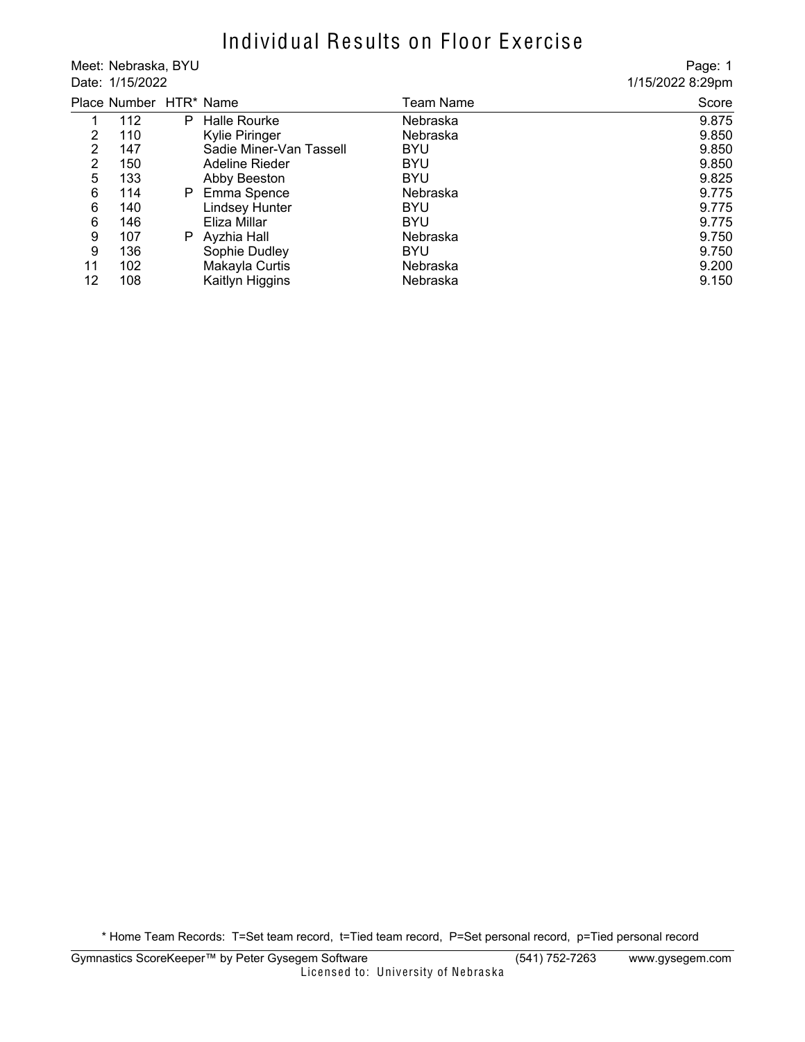# Individual Results on Floor Exercise

Meet: Nebraska, BYU

Date: 1/15/2022

1/15/2022 8:29pm

| Place | Number | HTR* | Name | Team Name | Score |
|---|---|---|---|---|---|
| 1 | 112 | P | Halle Rourke | Nebraska | 9.875 |
| 2 | 110 | | Kylie Piringer | Nebraska | 9.850 |
| 2 | 147 | | Sadie Miner-Van Tassell | BYU | 9.850 |
| 2 | 150 | | Adeline Rieder | BYU | 9.850 |
| 5 | 133 | | Abby Beeston | BYU | 9.825 |
| 6 | 114 | P | Emma Spence | Nebraska | 9.775 |
| 6 | 140 | | Lindsey Hunter | BYU | 9.775 |
| 6 | 146 | | Eliza Millar | BYU | 9.775 |
| 9 | 107 | P | Ayzhia Hall | Nebraska | 9.750 |
| 9 | 136 | | Sophie Dudley | BYU | 9.750 |
| 11 | 102 | | Makayla Curtis | Nebraska | 9.200 |
| 12 | 108 | | Kaitlyn Higgins | Nebraska | 9.150 |

* Home Team Records: T=Set team record, t=Tied team record, P=Set personal record, p=Tied personal record

Gymnastics ScoreKeeper™ by Peter Gysegem Software (541) 752-7263 www.gysegem.com

Licensed to: University of Nebraska